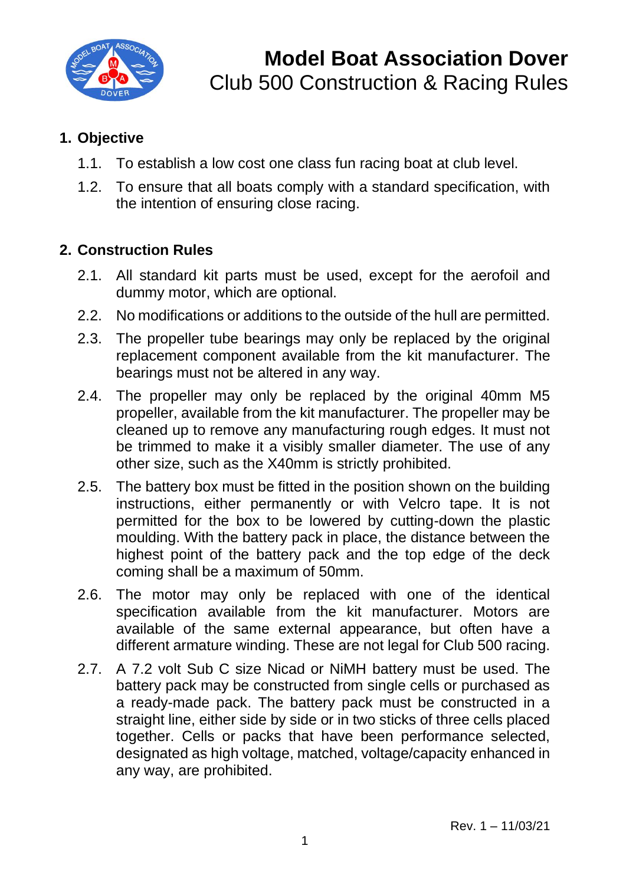# Model Boat Association Dover

## Club 500 Construction & Racing Rules

### 1. Objective

1.1. To establish a low cost one class fun racing boat at club level.

1.2. To ensure that all boats comply with a standard specification, with the intention of ensuring close racing.

### 2. Construction Rules

2.1. All standard kit parts must be used, except for the aerofoil and dummy motor, which are optional.

2.2. No modifications or additions to the outside of the hull are permitted.

2.3. The propeller tube bearings may only be replaced by the original replacement component available from the kit manufacturer. The bearings must not be altered in any way.

2.4. The propeller may only be replaced by the original 40mm M5 propeller, available from the kit manufacturer. The propeller may be cleaned up to remove any manufacturing rough edges. It must not be trimmed to make it a visibly smaller diameter. The use of any other size, such as the X40mm is strictly prohibited.

2.5. The battery box must be fitted in the position shown on the building instructions, either permanently or with Velcro tape. It is not permitted for the box to be lowered by cutting-down the plastic moulding. With the battery pack in place, the distance between the highest point of the battery pack and the top edge of the deck coming shall be a maximum of 50mm.

2.6. The motor may only be replaced with one of the identical specification available from the kit manufacturer. Motors are available of the same external appearance, but often have a different armature winding. These are not legal for Club 500 racing.

2.7. A 7.2 volt Sub C size Nicad or NiMH battery must be used. The battery pack may be constructed from single cells or purchased as a ready-made pack. The battery pack must be constructed in a straight line, either side by side or in two sticks of three cells placed together. Cells or packs that have been performance selected, designated as high voltage, matched, voltage/capacity enhanced in any way, are prohibited.

Rev. 1 – 11/03/21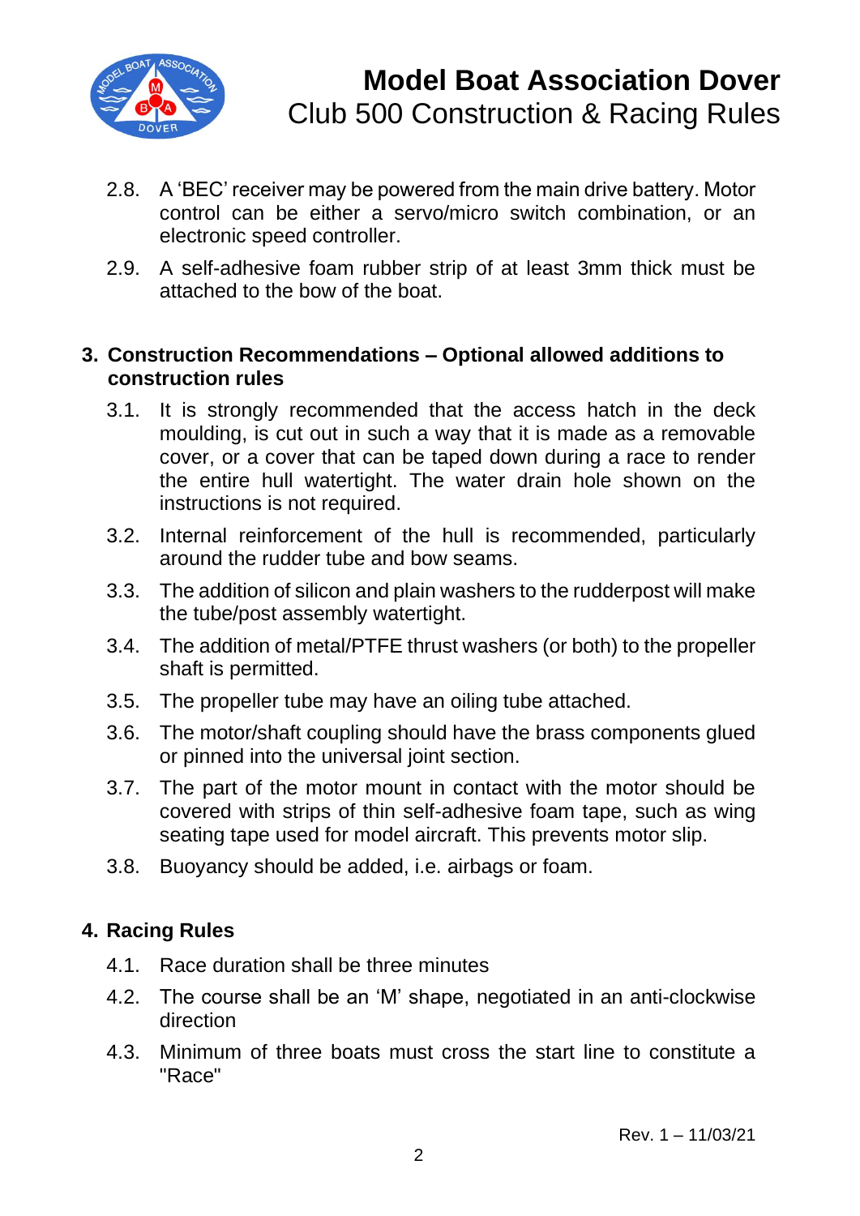2.8. A 'BEC' receiver may be powered from the main drive battery. Motor control can be either a servo/micro switch combination, or an electronic speed controller.

2.9. A self-adhesive foam rubber strip of at least 3mm thick must be attached to the bow of the boat.

## 3. Construction Recommendations – Optional allowed additions to construction rules

3.1. It is strongly recommended that the access hatch in the deck moulding, is cut out in such a way that it is made as a removable cover, or a cover that can be taped down during a race to render the entire hull watertight. The water drain hole shown on the instructions is not required.

3.2. Internal reinforcement of the hull is recommended, particularly around the rudder tube and bow seams.

3.3. The addition of silicon and plain washers to the rudderpost will make the tube/post assembly watertight.

3.4. The addition of metal/PTFE thrust washers (or both) to the propeller shaft is permitted.

3.5. The propeller tube may have an oiling tube attached.

3.6. The motor/shaft coupling should have the brass components glued or pinned into the universal joint section.

3.7. The part of the motor mount in contact with the motor should be covered with strips of thin self-adhesive foam tape, such as wing seating tape used for model aircraft. This prevents motor slip.

3.8. Buoyancy should be added, i.e. airbags or foam.

## 4. Racing Rules

4.1. Race duration shall be three minutes

4.2. The course shall be an 'M' shape, negotiated in an anti-clockwise direction

4.3. Minimum of three boats must cross the start line to constitute a "Race"

Rev. 1 – 11/03/21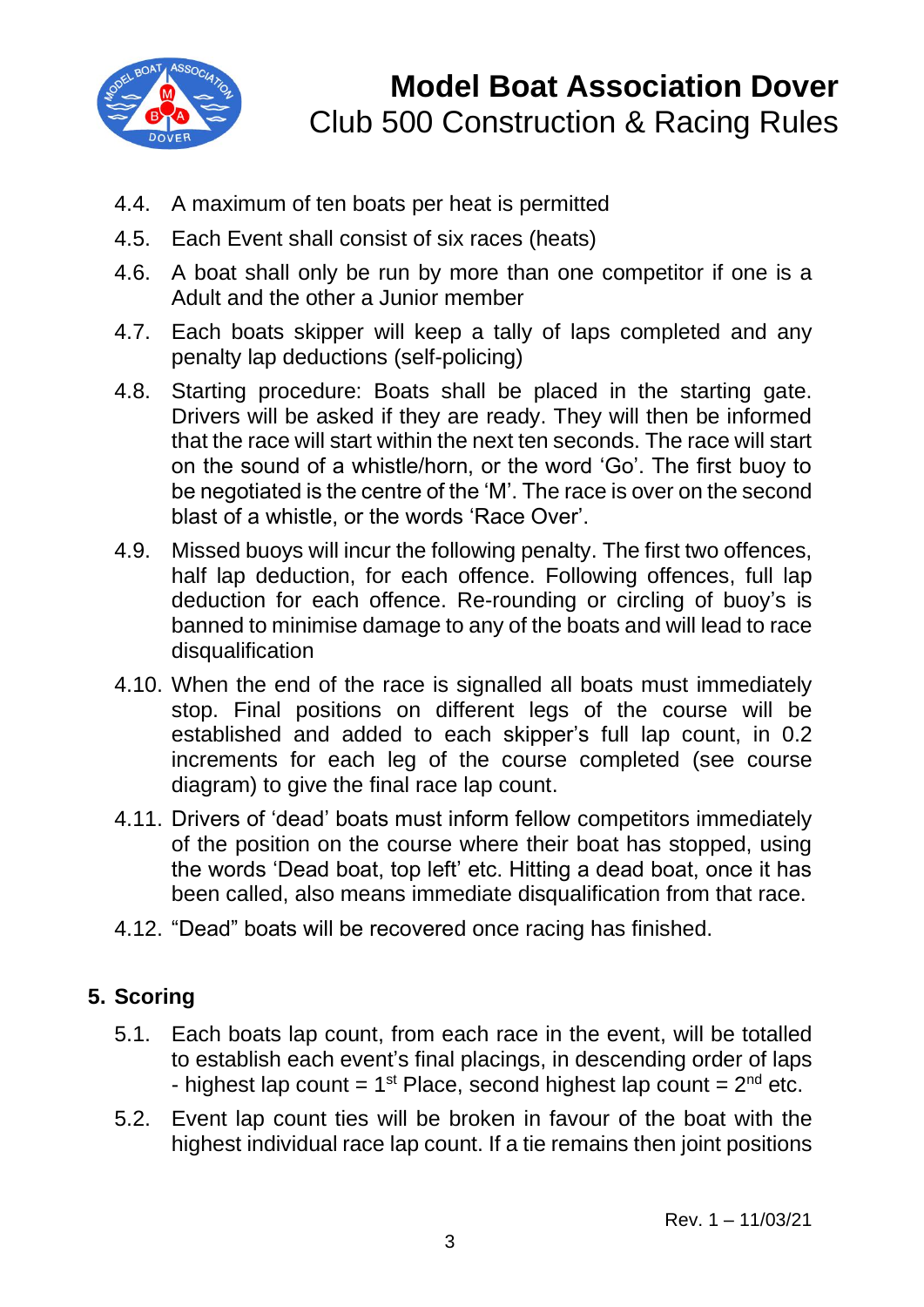4.4. A maximum of ten boats per heat is permitted

4.5. Each Event shall consist of six races (heats)

4.6. A boat shall only be run by more than one competitor if one is a Adult and the other a Junior member

4.7. Each boats skipper will keep a tally of laps completed and any penalty lap deductions (self-policing)

4.8. Starting procedure: Boats shall be placed in the starting gate. Drivers will be asked if they are ready. They will then be informed that the race will start within the next ten seconds. The race will start on the sound of a whistle/horn, or the word 'Go'. The first buoy to be negotiated is the centre of the 'M'. The race is over on the second blast of a whistle, or the words 'Race Over'.

4.9. Missed buoys will incur the following penalty. The first two offences, half lap deduction, for each offence. Following offences, full lap deduction for each offence. Re-rounding or circling of buoy's is banned to minimise damage to any of the boats and will lead to race disqualification

4.10. When the end of the race is signalled all boats must immediately stop. Final positions on different legs of the course will be established and added to each skipper's full lap count, in 0.2 increments for each leg of the course completed (see course diagram) to give the final race lap count.

4.11. Drivers of 'dead' boats must inform fellow competitors immediately of the position on the course where their boat has stopped, using the words 'Dead boat, top left' etc. Hitting a dead boat, once it has been called, also means immediate disqualification from that race.

4.12. "Dead" boats will be recovered once racing has finished.

## 5. Scoring

5.1. Each boats lap count, from each race in the event, will be totalled to establish each event's final placings, in descending order of laps - highest lap count = 1st Place, second highest lap count = 2nd etc.

5.2. Event lap count ties will be broken in favour of the boat with the highest individual race lap count. If a tie remains then joint positions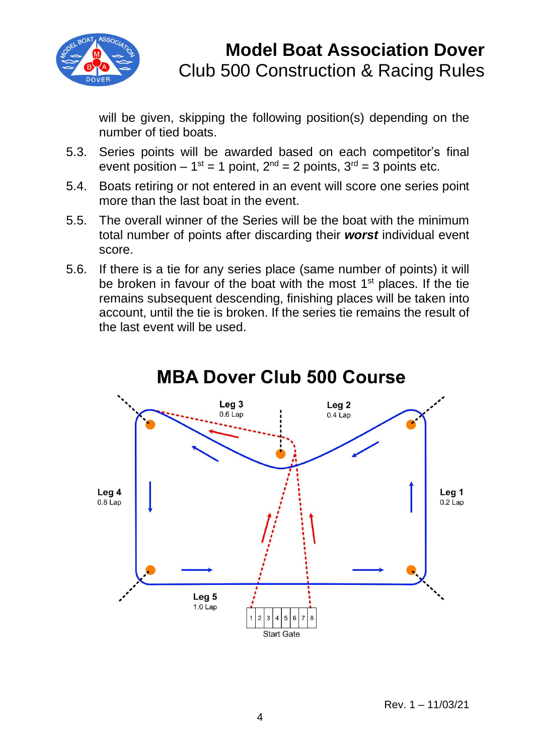will be given, skipping the following position(s) depending on the number of tied boats.

5.3. Series points will be awarded based on each competitor's final event position – 1st = 1 point, 2nd = 2 points, 3rd = 3 points etc.

5.4. Boats retiring or not entered in an event will score one series point more than the last boat in the event.

5.5. The overall winner of the Series will be the boat with the minimum total number of points after discarding their ***worst*** individual event score.

5.6. If there is a tie for any series place (same number of points) it will be broken in favour of the boat with the most 1st places. If the tie remains subsequent descending, finishing places will be taken into account, until the tie is broken. If the series tie remains the result of the last event will be used.

## MBA Dover Club 500 Course

Leg 1
0.2 Lap

Leg 2
0.4 Lap

Leg 3
0.6 Lap

Leg 4
0.8 Lap

Leg 5
1.0 Lap

1 2 3 4 5 6 7 8

Start Gate

Rev. 1 – 11/03/21